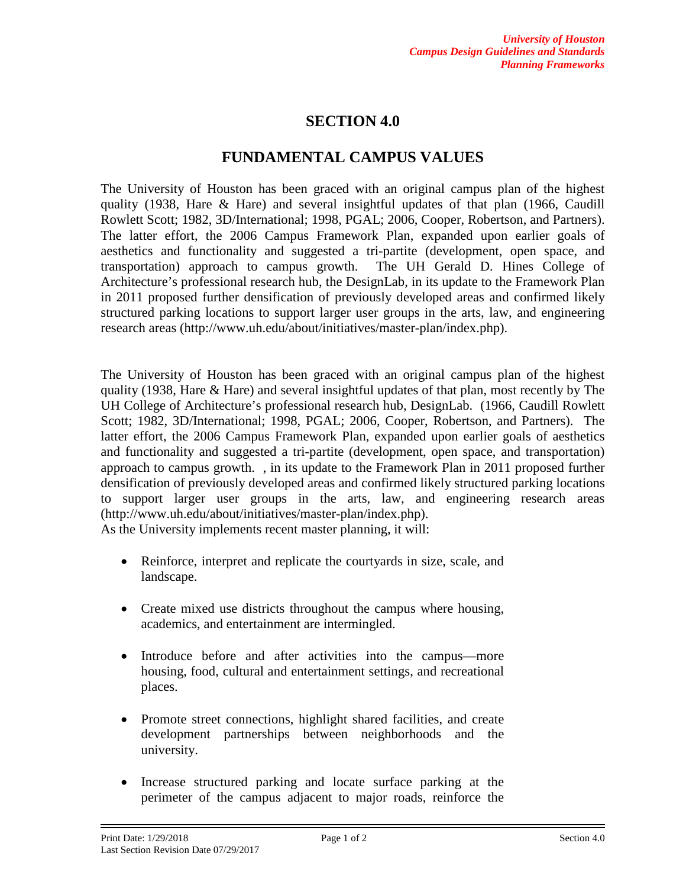# SECTION 4.0

## FUNDAMENTAL CAMPUS VALUES

The University of Houston has been graced with an original campus plan of the highest quality (1938, Hare & Hare) and several insightful updates of that plan (1966, Caudill Rowlett Scott; 1982, 3D/International; 1998, PGAL; 2006, Cooper, Robertson, and Partners). The latter effort, the 2006 Campus Framework Plan, expanded upon earlier goals of aesthetics and functionality and suggested a tri-partite (development, open space, and transportation) approach to campus growth. The UH Gerald D. Hines College of Architecture's professional research hub, the DesignLab, in its update to the Framework Plan in 2011 proposed further densification of previously developed areas and confirmed likely structured parking locations to support larger user groups in the arts, law, and engineering research areas (http://www.uh.edu/about/initiatives/master-plan/index.php).

The University of Houston has been graced with an original campus plan of the highest quality (1938, Hare & Hare) and several insightful updates of that plan, most recently by The UH College of Architecture's professional research hub, DesignLab. (1966, Caudill Rowlett Scott; 1982, 3D/International; 1998, PGAL; 2006, Cooper, Robertson, and Partners). The latter effort, the 2006 Campus Framework Plan, expanded upon earlier goals of aesthetics and functionality and suggested a tri-partite (development, open space, and transportation) approach to campus growth. , in its update to the Framework Plan in 2011 proposed further densification of previously developed areas and confirmed likely structured parking locations to support larger user groups in the arts, law, and engineering research areas (http://www.uh.edu/about/initiatives/master-plan/index.php).
As the University implements recent master planning, it will:

- Reinforce, interpret and replicate the courtyards in size, scale, and landscape.
- Create mixed use districts throughout the campus where housing, academics, and entertainment are intermingled.
- Introduce before and after activities into the campus—more housing, food, cultural and entertainment settings, and recreational places.
- Promote street connections, highlight shared facilities, and create development partnerships between neighborhoods and the university.
- Increase structured parking and locate surface parking at the perimeter of the campus adjacent to major roads, reinforce the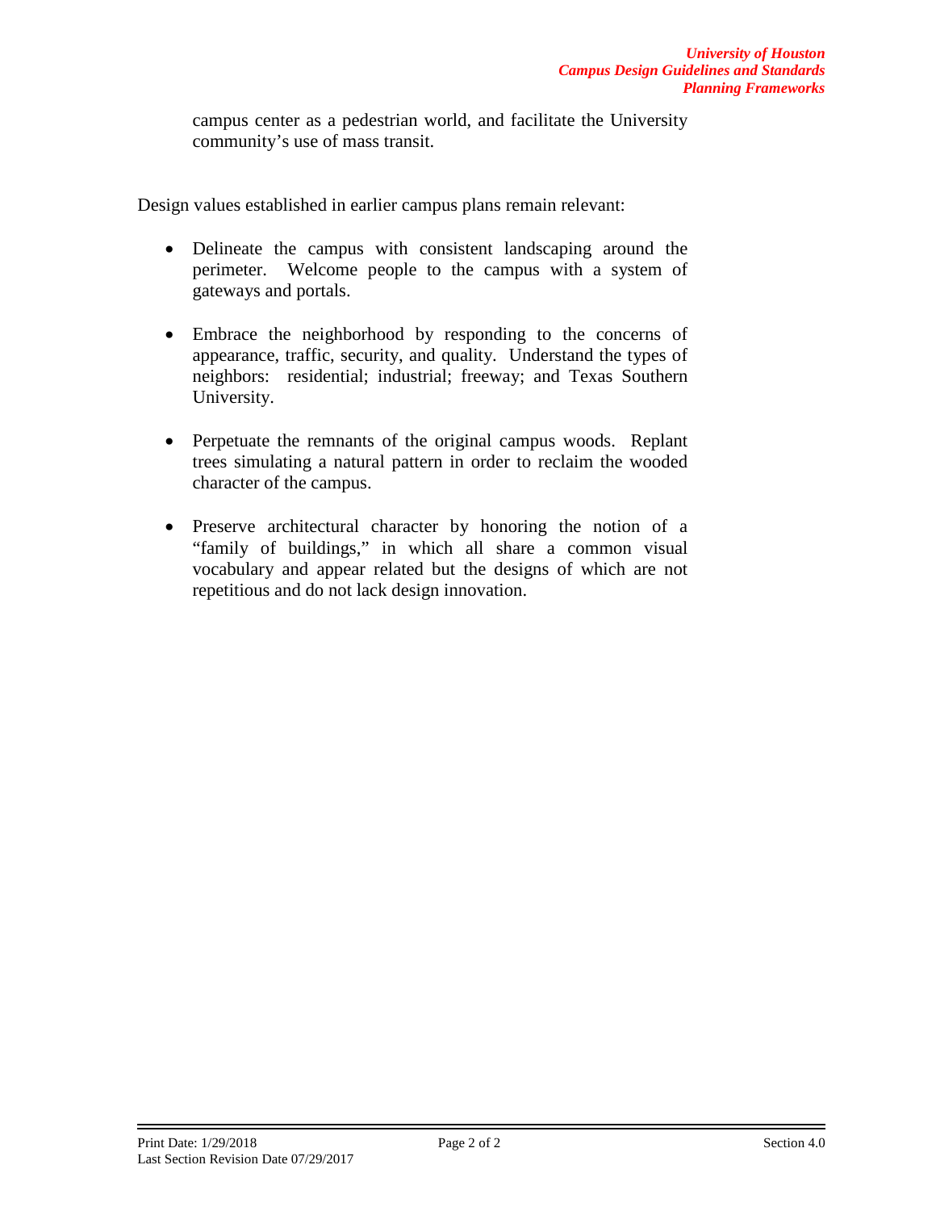campus center as a pedestrian world, and facilitate the University community's use of mass transit.

Design values established in earlier campus plans remain relevant:

- Delineate the campus with consistent landscaping around the perimeter. Welcome people to the campus with a system of gateways and portals.

- Embrace the neighborhood by responding to the concerns of appearance, traffic, security, and quality. Understand the types of neighbors: residential; industrial; freeway; and Texas Southern University.

- Perpetuate the remnants of the original campus woods. Replant trees simulating a natural pattern in order to reclaim the wooded character of the campus.

- Preserve architectural character by honoring the notion of a "family of buildings," in which all share a common visual vocabulary and appear related but the designs of which are not repetitious and do not lack design innovation.